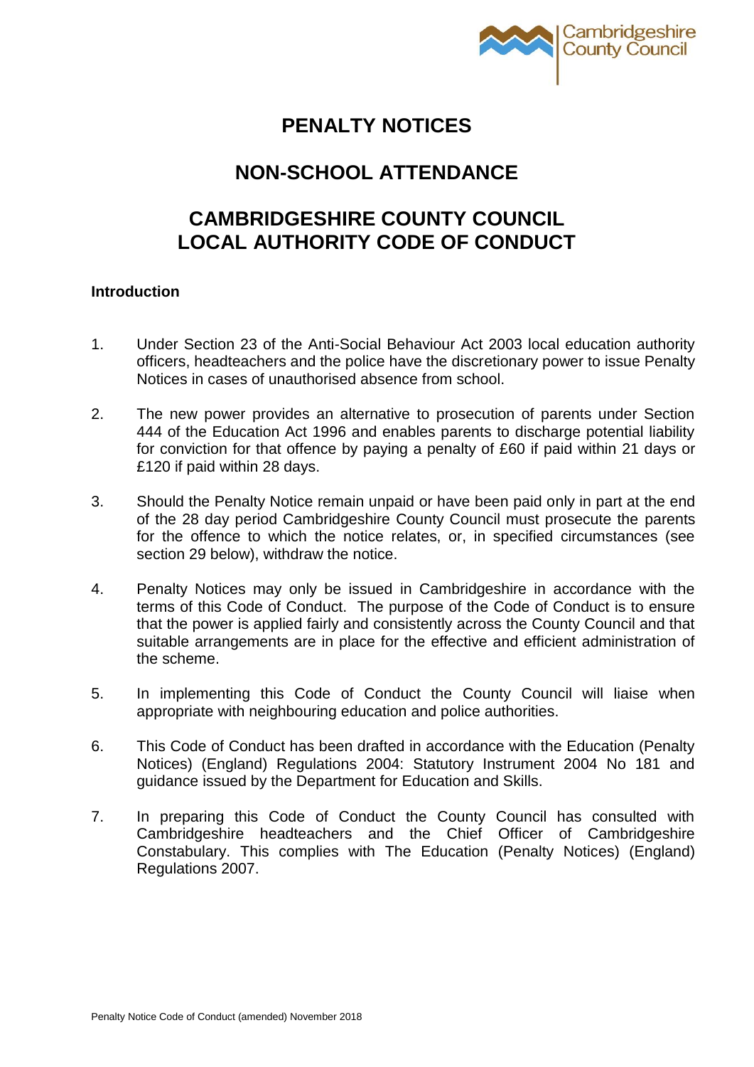# PENALTY NOTICES

## NON-SCHOOL ATTENDANCE

## CAMBRIDGESHIRE COUNTY COUNCIL LOCAL AUTHORITY CODE OF CONDUCT

**Introduction**

1. Under Section 23 of the Anti-Social Behaviour Act 2003 local education authority officers, headteachers and the police have the discretionary power to issue Penalty Notices in cases of unauthorised absence from school.

2. The new power provides an alternative to prosecution of parents under Section 444 of the Education Act 1996 and enables parents to discharge potential liability for conviction for that offence by paying a penalty of £60 if paid within 21 days or £120 if paid within 28 days.

3. Should the Penalty Notice remain unpaid or have been paid only in part at the end of the 28 day period Cambridgeshire County Council must prosecute the parents for the offence to which the notice relates, or, in specified circumstances (see section 29 below), withdraw the notice.

4. Penalty Notices may only be issued in Cambridgeshire in accordance with the terms of this Code of Conduct. The purpose of the Code of Conduct is to ensure that the power is applied fairly and consistently across the County Council and that suitable arrangements are in place for the effective and efficient administration of the scheme.

5. In implementing this Code of Conduct the County Council will liaise when appropriate with neighbouring education and police authorities.

6. This Code of Conduct has been drafted in accordance with the Education (Penalty Notices) (England) Regulations 2004: Statutory Instrument 2004 No 181 and guidance issued by the Department for Education and Skills.

7. In preparing this Code of Conduct the County Council has consulted with Cambridgeshire headteachers and the Chief Officer of Cambridgeshire Constabulary. This complies with The Education (Penalty Notices) (England) Regulations 2007.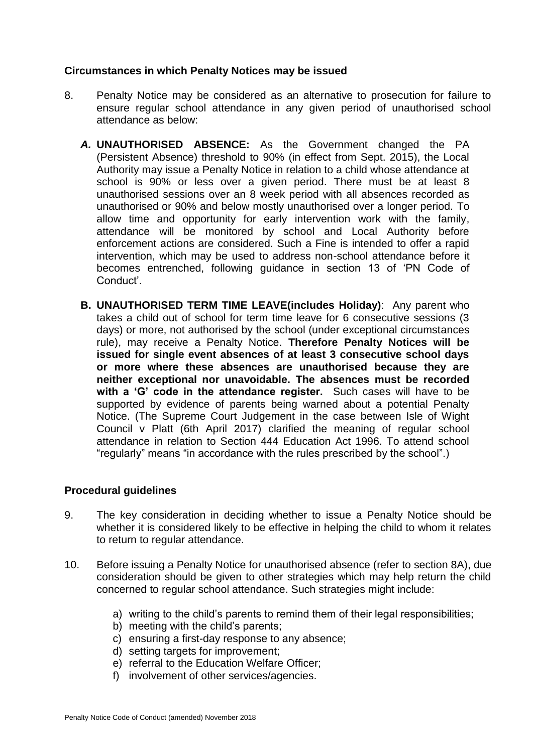**Circumstances in which Penalty Notices may be issued**

8. Penalty Notice may be considered as an alternative to prosecution for failure to ensure regular school attendance in any given period of unauthorised school attendance as below:

   ***A.*** **UNAUTHORISED ABSENCE:** As the Government changed the PA (Persistent Absence) threshold to 90% (in effect from Sept. 2015), the Local Authority may issue a Penalty Notice in relation to a child whose attendance at school is 90% or less over a given period. There must be at least 8 unauthorised sessions over an 8 week period with all absences recorded as unauthorised or 90% and below mostly unauthorised over a longer period. To allow time and opportunity for early intervention work with the family, attendance will be monitored by school and Local Authority before enforcement actions are considered. Such a Fine is intended to offer a rapid intervention, which may be used to address non-school attendance before it becomes entrenched, following guidance in section 13 of 'PN Code of Conduct'.

   **B. UNAUTHORISED TERM TIME LEAVE(includes Holiday)**: Any parent who takes a child out of school for term time leave for 6 consecutive sessions (3 days) or more, not authorised by the school (under exceptional circumstances rule), may receive a Penalty Notice. **Therefore Penalty Notices will be issued for single event absences of at least 3 consecutive school days or more where these absences are unauthorised because they are neither exceptional nor unavoidable. The absences must be recorded with a 'G' code in the attendance register.** Such cases will have to be supported by evidence of parents being warned about a potential Penalty Notice. (The Supreme Court Judgement in the case between Isle of Wight Council v Platt (6th April 2017) clarified the meaning of regular school attendance in relation to Section 444 Education Act 1996. To attend school "regularly" means "in accordance with the rules prescribed by the school".)

**Procedural guidelines**

9. The key consideration in deciding whether to issue a Penalty Notice should be whether it is considered likely to be effective in helping the child to whom it relates to return to regular attendance.

10. Before issuing a Penalty Notice for unauthorised absence (refer to section 8A), due consideration should be given to other strategies which may help return the child concerned to regular school attendance. Such strategies might include:

    a) writing to the child's parents to remind them of their legal responsibilities;
    b) meeting with the child's parents;
    c) ensuring a first-day response to any absence;
    d) setting targets for improvement;
    e) referral to the Education Welfare Officer;
    f) involvement of other services/agencies.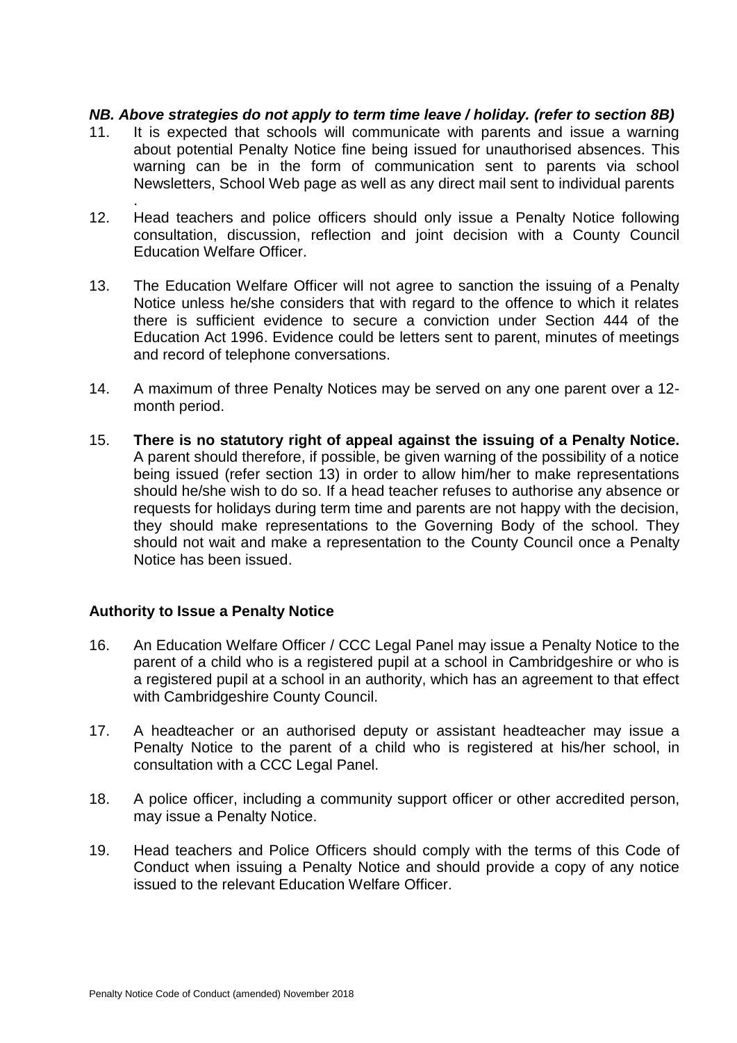***NB. Above strategies do not apply to term time leave / holiday. (refer to section 8B)***

11. It is expected that schools will communicate with parents and issue a warning about potential Penalty Notice fine being issued for unauthorised absences. This warning can be in the form of communication sent to parents via school Newsletters, School Web page as well as any direct mail sent to individual parents .

12. Head teachers and police officers should only issue a Penalty Notice following consultation, discussion, reflection and joint decision with a County Council Education Welfare Officer.

13. The Education Welfare Officer will not agree to sanction the issuing of a Penalty Notice unless he/she considers that with regard to the offence to which it relates there is sufficient evidence to secure a conviction under Section 444 of the Education Act 1996. Evidence could be letters sent to parent, minutes of meetings and record of telephone conversations.

14. A maximum of three Penalty Notices may be served on any one parent over a 12-month period.

15. **There is no statutory right of appeal against the issuing of a Penalty Notice.** A parent should therefore, if possible, be given warning of the possibility of a notice being issued (refer section 13) in order to allow him/her to make representations should he/she wish to do so. If a head teacher refuses to authorise any absence or requests for holidays during term time and parents are not happy with the decision, they should make representations to the Governing Body of the school. They should not wait and make a representation to the County Council once a Penalty Notice has been issued.

### Authority to Issue a Penalty Notice

16. An Education Welfare Officer / CCC Legal Panel may issue a Penalty Notice to the parent of a child who is a registered pupil at a school in Cambridgeshire or who is a registered pupil at a school in an authority, which has an agreement to that effect with Cambridgeshire County Council.

17. A headteacher or an authorised deputy or assistant headteacher may issue a Penalty Notice to the parent of a child who is registered at his/her school, in consultation with a CCC Legal Panel.

18. A police officer, including a community support officer or other accredited person, may issue a Penalty Notice.

19. Head teachers and Police Officers should comply with the terms of this Code of Conduct when issuing a Penalty Notice and should provide a copy of any notice issued to the relevant Education Welfare Officer.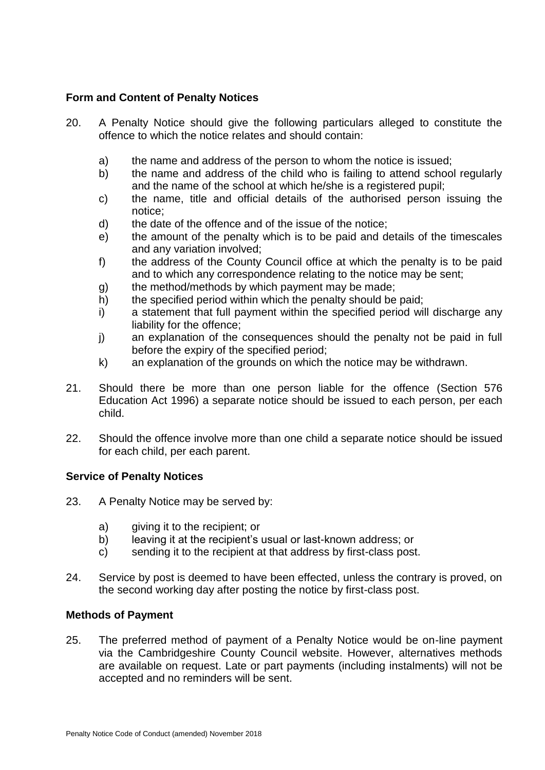## Form and Content of Penalty Notices

20. A Penalty Notice should give the following particulars alleged to constitute the offence to which the notice relates and should contain:

    a) the name and address of the person to whom the notice is issued;
    b) the name and address of the child who is failing to attend school regularly and the name of the school at which he/she is a registered pupil;
    c) the name, title and official details of the authorised person issuing the notice;
    d) the date of the offence and of the issue of the notice;
    e) the amount of the penalty which is to be paid and details of the timescales and any variation involved;
    f) the address of the County Council office at which the penalty is to be paid and to which any correspondence relating to the notice may be sent;
    g) the method/methods by which payment may be made;
    h) the specified period within which the penalty should be paid;
    i) a statement that full payment within the specified period will discharge any liability for the offence;
    j) an explanation of the consequences should the penalty not be paid in full before the expiry of the specified period;
    k) an explanation of the grounds on which the notice may be withdrawn.

21. Should there be more than one person liable for the offence (Section 576 Education Act 1996) a separate notice should be issued to each person, per each child.

22. Should the offence involve more than one child a separate notice should be issued for each child, per each parent.

## Service of Penalty Notices

23. A Penalty Notice may be served by:

    a) giving it to the recipient; or
    b) leaving it at the recipient's usual or last-known address; or
    c) sending it to the recipient at that address by first-class post.

24. Service by post is deemed to have been effected, unless the contrary is proved, on the second working day after posting the notice by first-class post.

## Methods of Payment

25. The preferred method of payment of a Penalty Notice would be on-line payment via the Cambridgeshire County Council website. However, alternatives methods are available on request. Late or part payments (including instalments) will not be accepted and no reminders will be sent.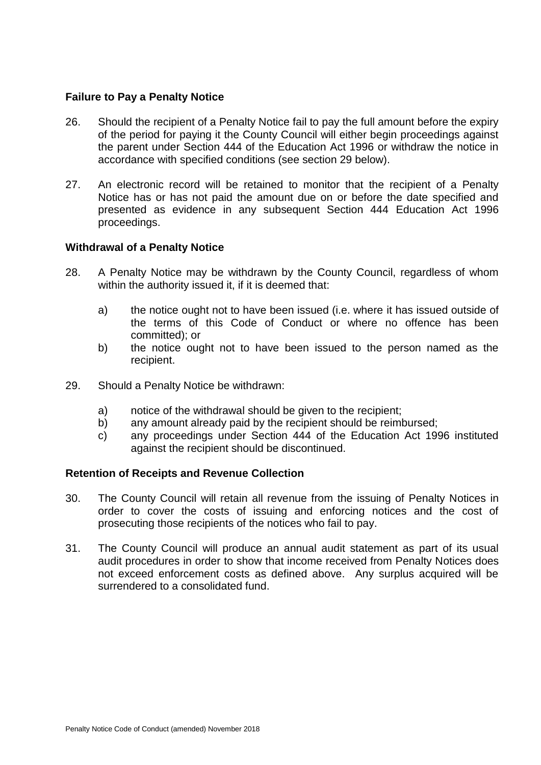**Failure to Pay a Penalty Notice**

26. Should the recipient of a Penalty Notice fail to pay the full amount before the expiry of the period for paying it the County Council will either begin proceedings against the parent under Section 444 of the Education Act 1996 or withdraw the notice in accordance with specified conditions (see section 29 below).

27. An electronic record will be retained to monitor that the recipient of a Penalty Notice has or has not paid the amount due on or before the date specified and presented as evidence in any subsequent Section 444 Education Act 1996 proceedings.

**Withdrawal of a Penalty Notice**

28. A Penalty Notice may be withdrawn by the County Council, regardless of whom within the authority issued it, if it is deemed that:

    a) the notice ought not to have been issued (i.e. where it has issued outside of the terms of this Code of Conduct or where no offence has been committed); or
    b) the notice ought not to have been issued to the person named as the recipient.

29. Should a Penalty Notice be withdrawn:

    a) notice of the withdrawal should be given to the recipient;
    b) any amount already paid by the recipient should be reimbursed;
    c) any proceedings under Section 444 of the Education Act 1996 instituted against the recipient should be discontinued.

**Retention of Receipts and Revenue Collection**

30. The County Council will retain all revenue from the issuing of Penalty Notices in order to cover the costs of issuing and enforcing notices and the cost of prosecuting those recipients of the notices who fail to pay.

31. The County Council will produce an annual audit statement as part of its usual audit procedures in order to show that income received from Penalty Notices does not exceed enforcement costs as defined above. Any surplus acquired will be surrendered to a consolidated fund.